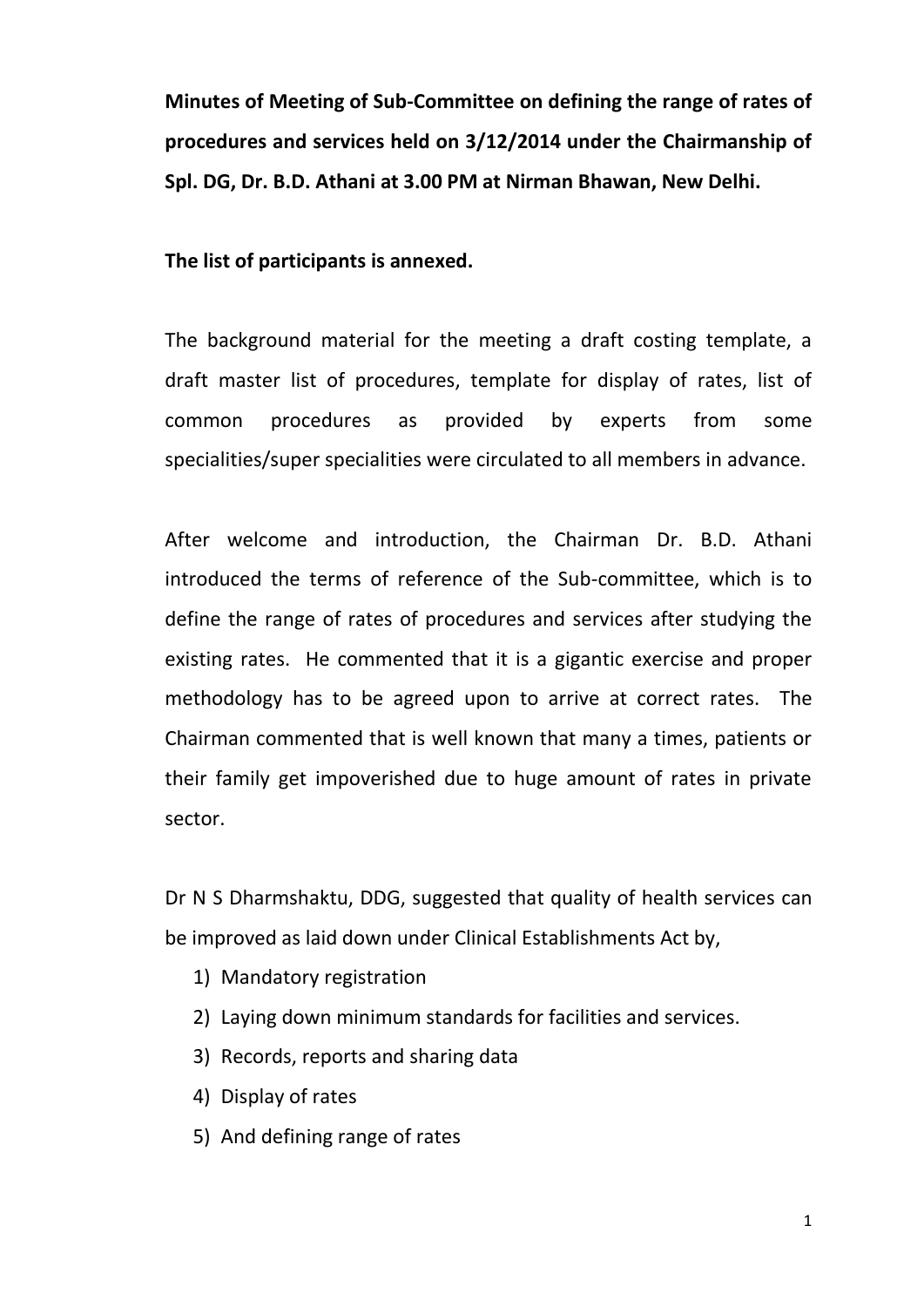**Minutes of Meeting of Sub-Committee on defining the range of rates of procedures and services held on 3/12/2014 under the Chairmanship of Spl. DG, Dr. B.D. Athani at 3.00 PM at Nirman Bhawan, New Delhi.**

**The list of participants is annexed.**

The background material for the meeting a draft costing template, a draft master list of procedures, template for display of rates, list of common procedures as provided by experts from some specialities/super specialities were circulated to all members in advance.

After welcome and introduction, the Chairman Dr. B.D. Athani introduced the terms of reference of the Sub-committee, which is to define the range of rates of procedures and services after studying the existing rates. He commented that it is a gigantic exercise and proper methodology has to be agreed upon to arrive at correct rates. The Chairman commented that is well known that many a times, patients or their family get impoverished due to huge amount of rates in private sector.

Dr N S Dharmshaktu, DDG, suggested that quality of health services can be improved as laid down under Clinical Establishments Act by,

1) Mandatory registration
2) Laying down minimum standards for facilities and services.
3) Records, reports and sharing data
4) Display of rates
5) And defining range of rates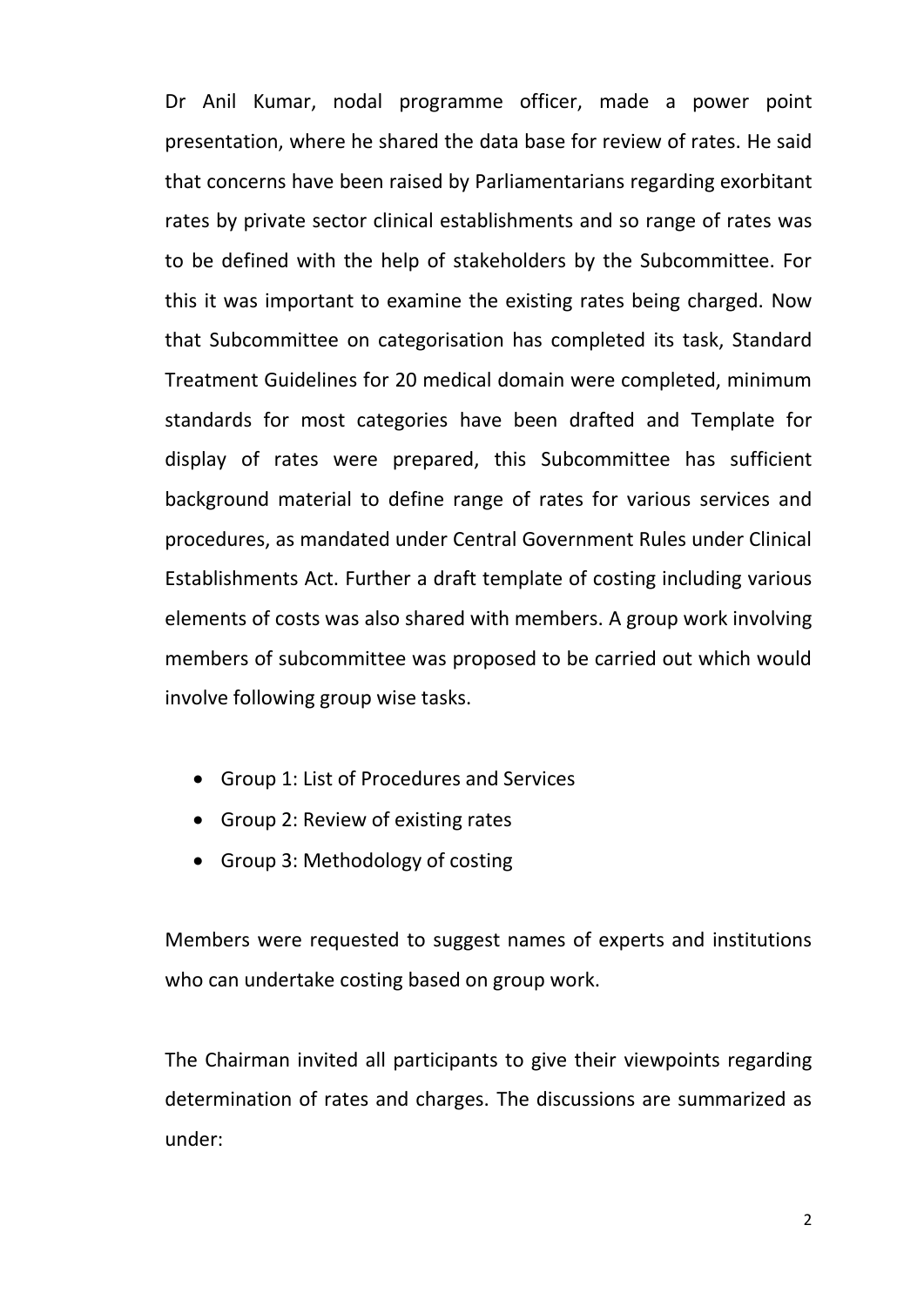Dr Anil Kumar, nodal programme officer, made a power point presentation, where he shared the data base for review of rates. He said that concerns have been raised by Parliamentarians regarding exorbitant rates by private sector clinical establishments and so range of rates was to be defined with the help of stakeholders by the Subcommittee. For this it was important to examine the existing rates being charged. Now that Subcommittee on categorisation has completed its task, Standard Treatment Guidelines for 20 medical domain were completed, minimum standards for most categories have been drafted and Template for display of rates were prepared, this Subcommittee has sufficient background material to define range of rates for various services and procedures, as mandated under Central Government Rules under Clinical Establishments Act. Further a draft template of costing including various elements of costs was also shared with members. A group work involving members of subcommittee was proposed to be carried out which would involve following group wise tasks.

- Group 1: List of Procedures and Services
- Group 2: Review of existing rates
- Group 3: Methodology of costing

Members were requested to suggest names of experts and institutions who can undertake costing based on group work.

The Chairman invited all participants to give their viewpoints regarding determination of rates and charges. The discussions are summarized as under: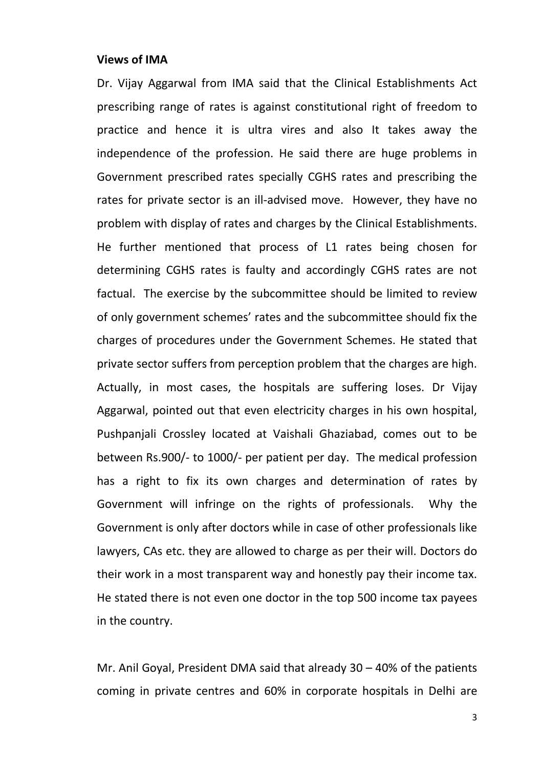**Views of IMA**

Dr. Vijay Aggarwal from IMA said that the Clinical Establishments Act prescribing range of rates is against constitutional right of freedom to practice and hence it is ultra vires and also It takes away the independence of the profession. He said there are huge problems in Government prescribed rates specially CGHS rates and prescribing the rates for private sector is an ill-advised move. However, they have no problem with display of rates and charges by the Clinical Establishments. He further mentioned that process of L1 rates being chosen for determining CGHS rates is faulty and accordingly CGHS rates are not factual. The exercise by the subcommittee should be limited to review of only government schemes' rates and the subcommittee should fix the charges of procedures under the Government Schemes. He stated that private sector suffers from perception problem that the charges are high. Actually, in most cases, the hospitals are suffering loses. Dr Vijay Aggarwal, pointed out that even electricity charges in his own hospital, Pushpanjali Crossley located at Vaishali Ghaziabad, comes out to be between Rs.900/- to 1000/- per patient per day. The medical profession has a right to fix its own charges and determination of rates by Government will infringe on the rights of professionals. Why the Government is only after doctors while in case of other professionals like lawyers, CAs etc. they are allowed to charge as per their will. Doctors do their work in a most transparent way and honestly pay their income tax. He stated there is not even one doctor in the top 500 income tax payees in the country.

Mr. Anil Goyal, President DMA said that already 30 – 40% of the patients coming in private centres and 60% in corporate hospitals in Delhi are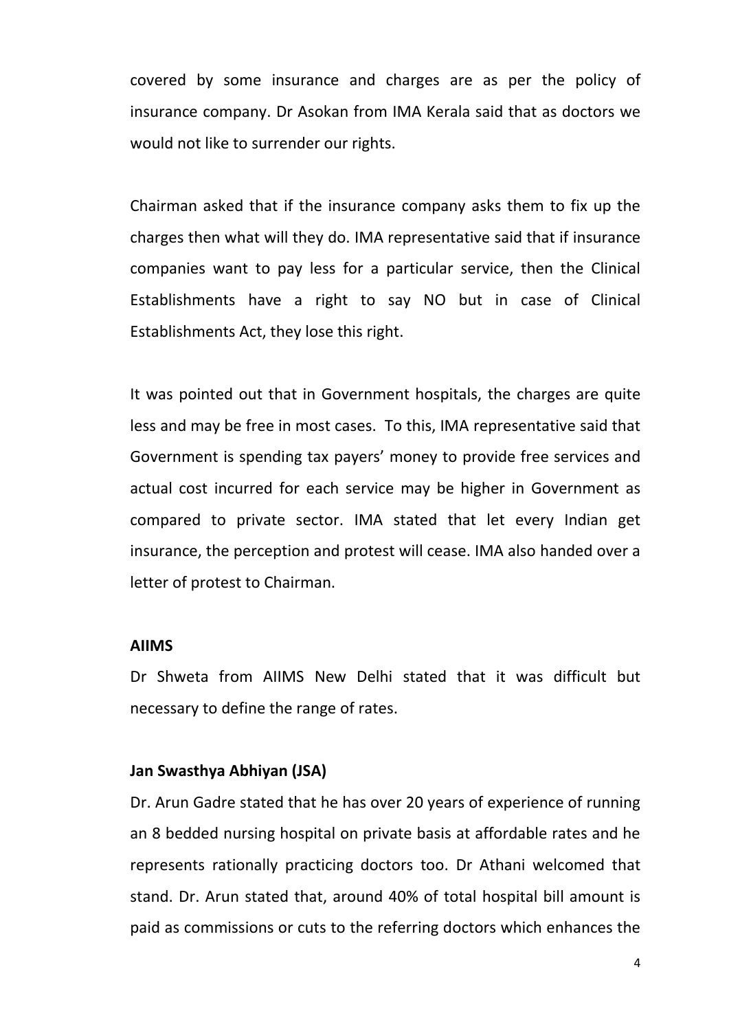covered by some insurance and charges are as per the policy of insurance company. Dr Asokan from IMA Kerala said that as doctors we would not like to surrender our rights.

Chairman asked that if the insurance company asks them to fix up the charges then what will they do. IMA representative said that if insurance companies want to pay less for a particular service, then the Clinical Establishments have a right to say NO but in case of Clinical Establishments Act, they lose this right.

It was pointed out that in Government hospitals, the charges are quite less and may be free in most cases. To this, IMA representative said that Government is spending tax payers' money to provide free services and actual cost incurred for each service may be higher in Government as compared to private sector. IMA stated that let every Indian get insurance, the perception and protest will cease. IMA also handed over a letter of protest to Chairman.

**AIIMS**

Dr Shweta from AIIMS New Delhi stated that it was difficult but necessary to define the range of rates.

**Jan Swasthya Abhiyan (JSA)**

Dr. Arun Gadre stated that he has over 20 years of experience of running an 8 bedded nursing hospital on private basis at affordable rates and he represents rationally practicing doctors too. Dr Athani welcomed that stand. Dr. Arun stated that, around 40% of total hospital bill amount is paid as commissions or cuts to the referring doctors which enhances the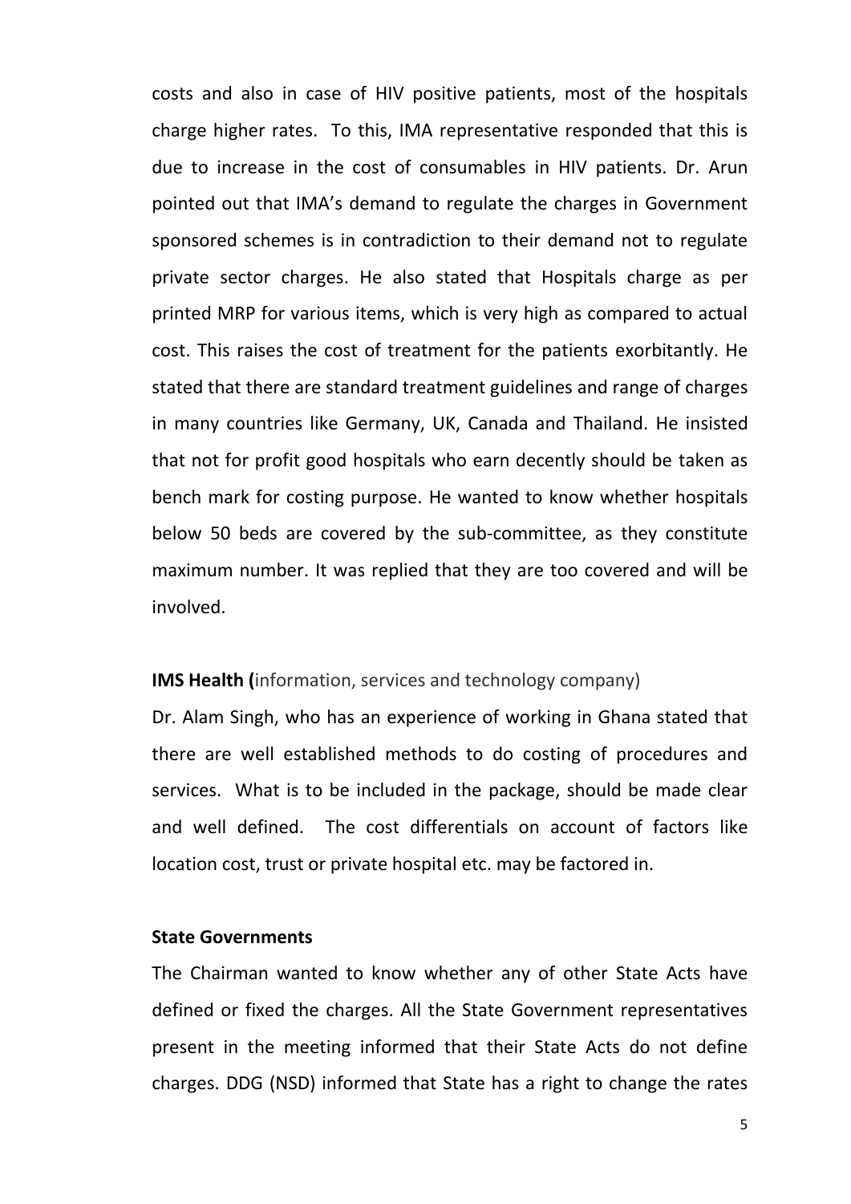costs and also in case of HIV positive patients, most of the hospitals charge higher rates. To this, IMA representative responded that this is due to increase in the cost of consumables in HIV patients. Dr. Arun pointed out that IMA's demand to regulate the charges in Government sponsored schemes is in contradiction to their demand not to regulate private sector charges. He also stated that Hospitals charge as per printed MRP for various items, which is very high as compared to actual cost. This raises the cost of treatment for the patients exorbitantly. He stated that there are standard treatment guidelines and range of charges in many countries like Germany, UK, Canada and Thailand. He insisted that not for profit good hospitals who earn decently should be taken as bench mark for costing purpose. He wanted to know whether hospitals below 50 beds are covered by the sub-committee, as they constitute maximum number. It was replied that they are too covered and will be involved.

**IMS Health (**information, services and technology company)

Dr. Alam Singh, who has an experience of working in Ghana stated that there are well established methods to do costing of procedures and services. What is to be included in the package, should be made clear and well defined. The cost differentials on account of factors like location cost, trust or private hospital etc. may be factored in.

**State Governments**

The Chairman wanted to know whether any of other State Acts have defined or fixed the charges. All the State Government representatives present in the meeting informed that their State Acts do not define charges. DDG (NSD) informed that State has a right to change the rates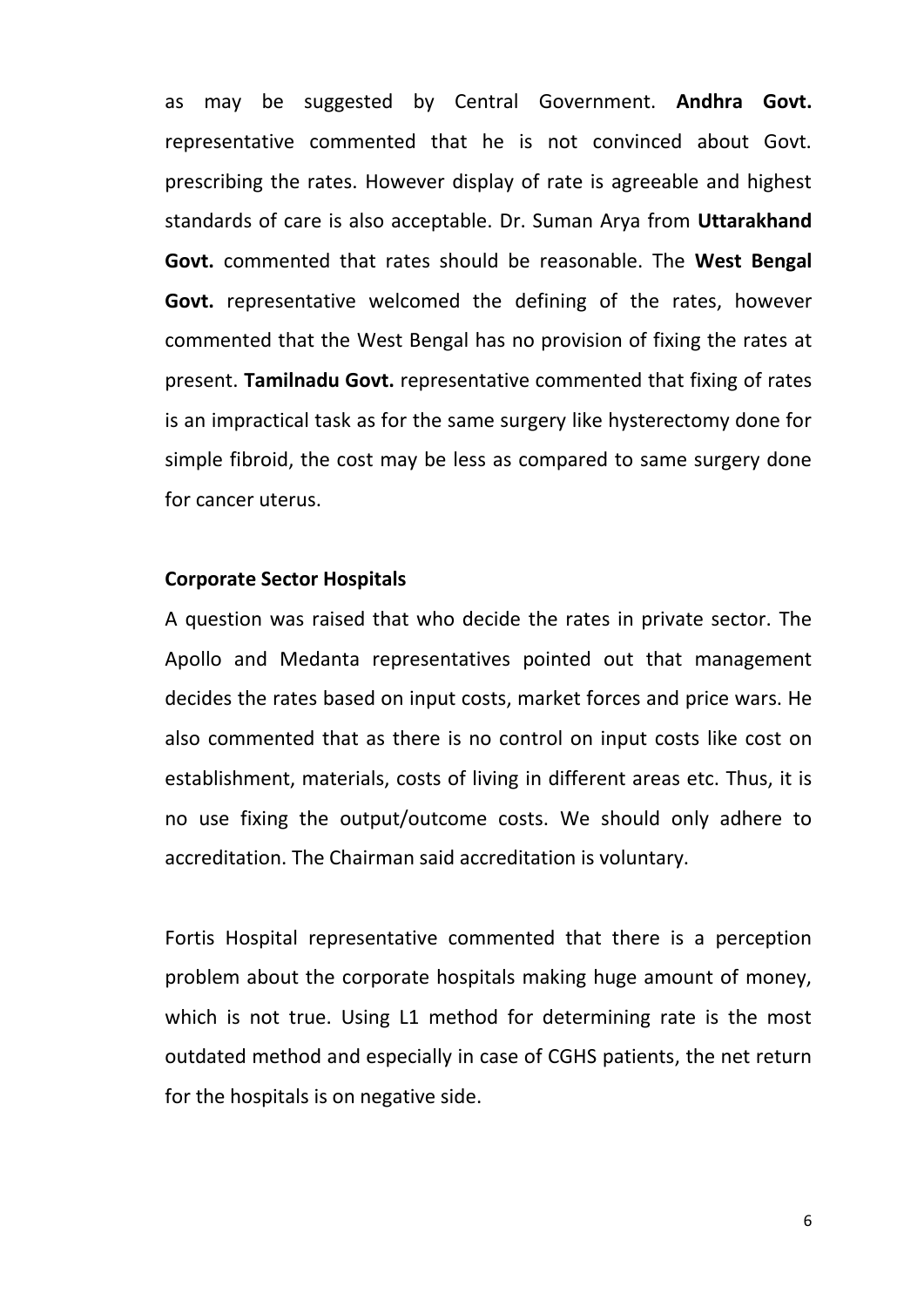as may be suggested by Central Government. **Andhra Govt.** representative commented that he is not convinced about Govt. prescribing the rates. However display of rate is agreeable and highest standards of care is also acceptable. Dr. Suman Arya from **Uttarakhand Govt.** commented that rates should be reasonable. The **West Bengal Govt.** representative welcomed the defining of the rates, however commented that the West Bengal has no provision of fixing the rates at present. **Tamilnadu Govt.** representative commented that fixing of rates is an impractical task as for the same surgery like hysterectomy done for simple fibroid, the cost may be less as compared to same surgery done for cancer uterus.

**Corporate Sector Hospitals**

A question was raised that who decide the rates in private sector. The Apollo and Medanta representatives pointed out that management decides the rates based on input costs, market forces and price wars. He also commented that as there is no control on input costs like cost on establishment, materials, costs of living in different areas etc. Thus, it is no use fixing the output/outcome costs. We should only adhere to accreditation. The Chairman said accreditation is voluntary.

Fortis Hospital representative commented that there is a perception problem about the corporate hospitals making huge amount of money, which is not true. Using L1 method for determining rate is the most outdated method and especially in case of CGHS patients, the net return for the hospitals is on negative side.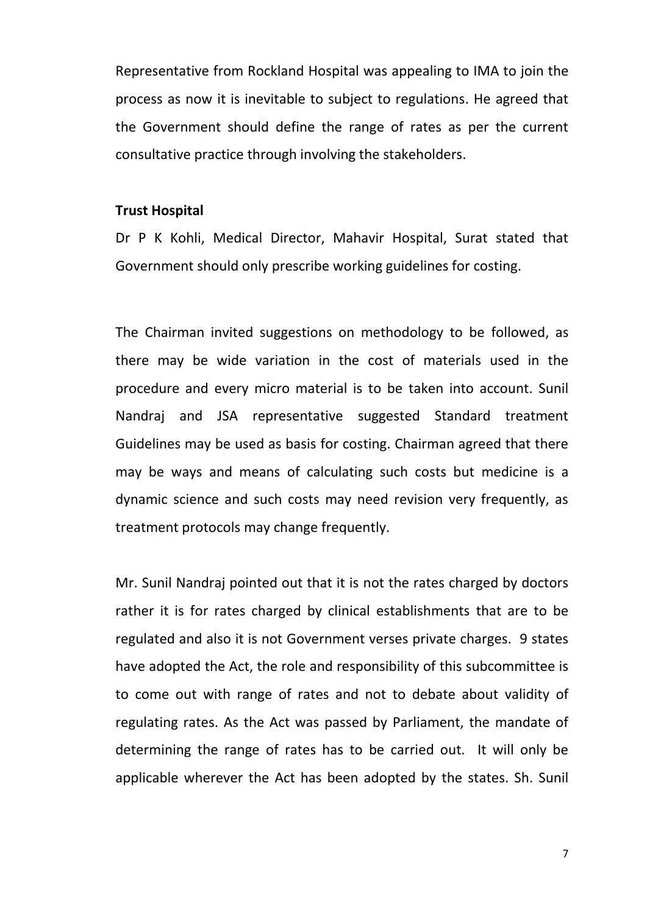Representative from Rockland Hospital was appealing to IMA to join the process as now it is inevitable to subject to regulations. He agreed that the Government should define the range of rates as per the current consultative practice through involving the stakeholders.

**Trust Hospital**

Dr P K Kohli, Medical Director, Mahavir Hospital, Surat stated that Government should only prescribe working guidelines for costing.

The Chairman invited suggestions on methodology to be followed, as there may be wide variation in the cost of materials used in the procedure and every micro material is to be taken into account. Sunil Nandraj and JSA representative suggested Standard treatment Guidelines may be used as basis for costing. Chairman agreed that there may be ways and means of calculating such costs but medicine is a dynamic science and such costs may need revision very frequently, as treatment protocols may change frequently.

Mr. Sunil Nandraj pointed out that it is not the rates charged by doctors rather it is for rates charged by clinical establishments that are to be regulated and also it is not Government verses private charges. 9 states have adopted the Act, the role and responsibility of this subcommittee is to come out with range of rates and not to debate about validity of regulating rates. As the Act was passed by Parliament, the mandate of determining the range of rates has to be carried out. It will only be applicable wherever the Act has been adopted by the states. Sh. Sunil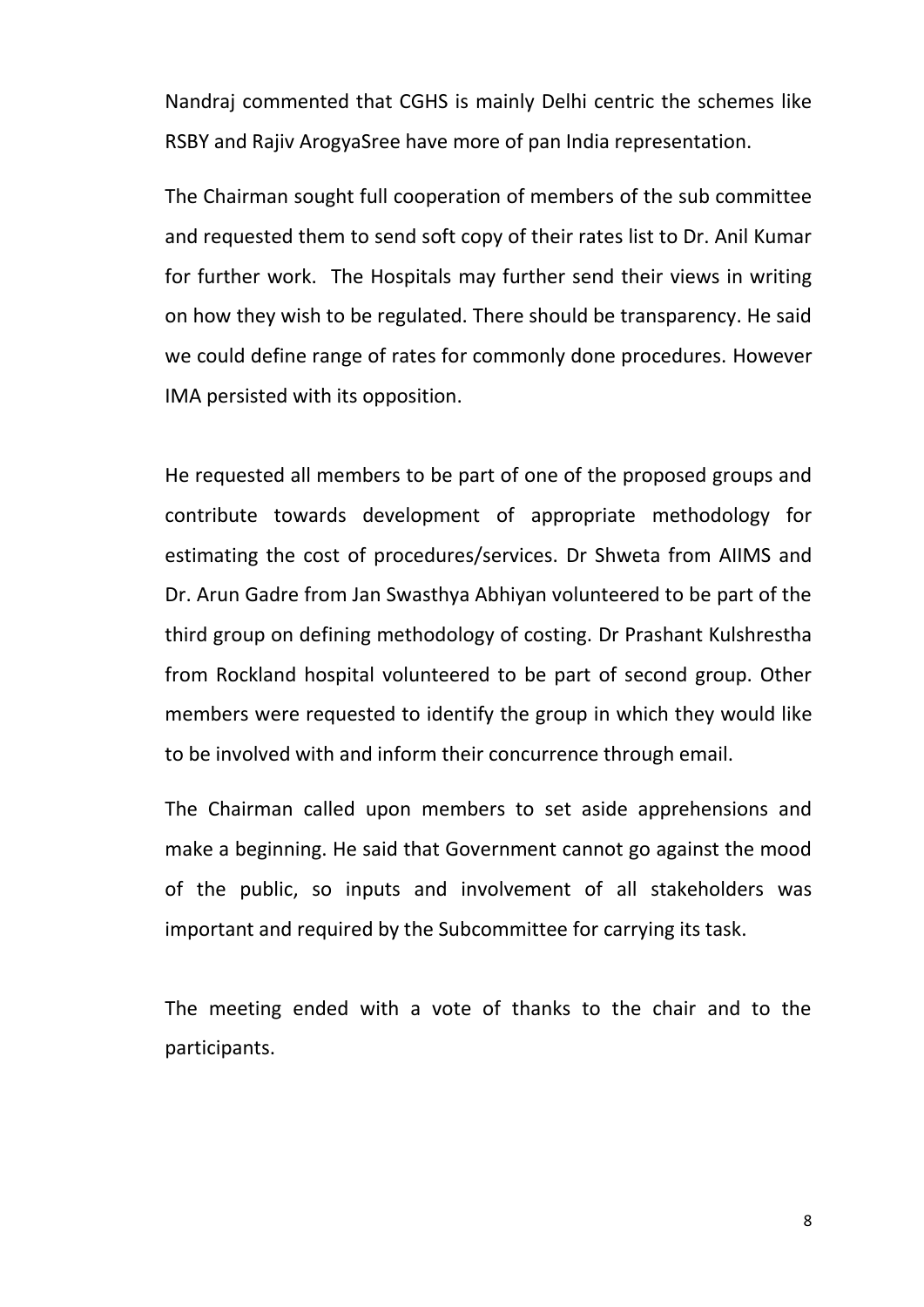Nandraj commented that CGHS is mainly Delhi centric the schemes like RSBY and Rajiv ArogyaSree have more of pan India representation.

The Chairman sought full cooperation of members of the sub committee and requested them to send soft copy of their rates list to Dr. Anil Kumar for further work. The Hospitals may further send their views in writing on how they wish to be regulated. There should be transparency. He said we could define range of rates for commonly done procedures. However IMA persisted with its opposition.

He requested all members to be part of one of the proposed groups and contribute towards development of appropriate methodology for estimating the cost of procedures/services. Dr Shweta from AIIMS and Dr. Arun Gadre from Jan Swasthya Abhiyan volunteered to be part of the third group on defining methodology of costing. Dr Prashant Kulshrestha from Rockland hospital volunteered to be part of second group. Other members were requested to identify the group in which they would like to be involved with and inform their concurrence through email.

The Chairman called upon members to set aside apprehensions and make a beginning. He said that Government cannot go against the mood of the public, so inputs and involvement of all stakeholders was important and required by the Subcommittee for carrying its task.

The meeting ended with a vote of thanks to the chair and to the participants.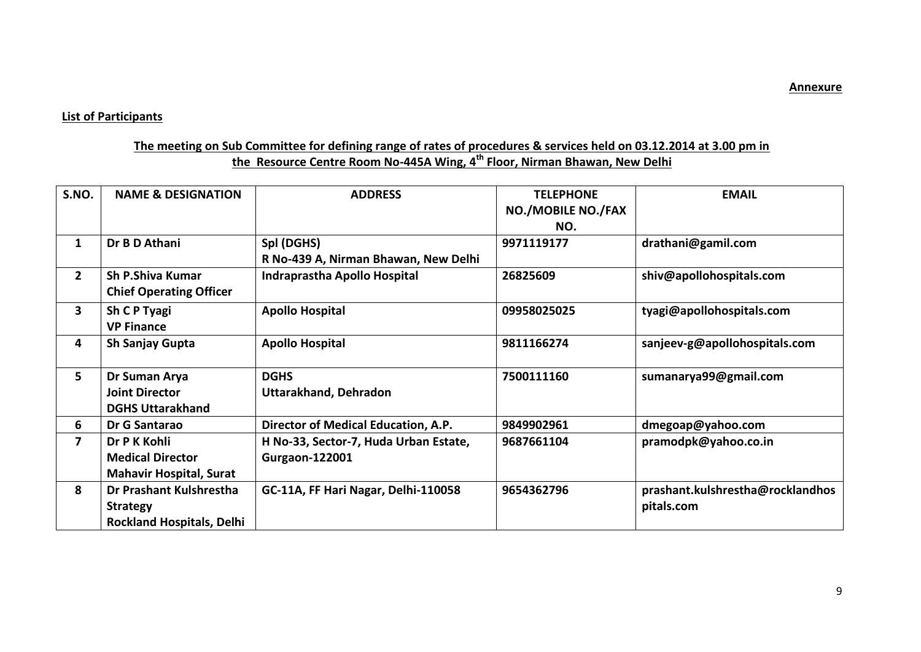**Annexure**

**List of Participants**

**The meeting on Sub Committee for defining range of rates of procedures & services held on 03.12.2014 at 3.00 pm in the Resource Centre Room No-445A Wing, 4th Floor, Nirman Bhawan, New Delhi**

| S.NO. | NAME & DESIGNATION | ADDRESS | TELEPHONE NO./MOBILE NO./FAX NO. | EMAIL |
|---|---|---|---|---|
| 1 | Dr B D Athani | Spl (DGHS)<br>R No-439 A, Nirman Bhawan, New Delhi | 9971119177 | drathani@gamil.com |
| 2 | Sh P.Shiva Kumar<br>Chief Operating Officer | Indraprastha Apollo Hospital | 26825609 | shiv@apollohospitals.com |
| 3 | Sh C P Tyagi<br>VP Finance | Apollo Hospital | 09958025025 | tyagi@apollohospitals.com |
| 4 | Sh Sanjay Gupta | Apollo Hospital | 9811166274 | sanjeev-g@apollohospitals.com |
| 5 | Dr Suman Arya<br>Joint Director<br>DGHS Uttarakhand | DGHS<br>Uttarakhand, Dehradon | 7500111160 | sumanarya99@gmail.com |
| 6 | Dr G Santarao | Director of Medical Education, A.P. | 9849902961 | dmegoap@yahoo.com |
| 7 | Dr P K Kohli<br>Medical Director<br>Mahavir Hospital, Surat | H No-33, Sector-7, Huda Urban Estate, Gurgaon-122001 | 9687661104 | pramodpk@yahoo.co.in |
| 8 | Dr Prashant Kulshrestha<br>Strategy<br>Rockland Hospitals, Delhi | GC-11A, FF Hari Nagar, Delhi-110058 | 9654362796 | prashant.kulshrestha@rocklandhospitals.com |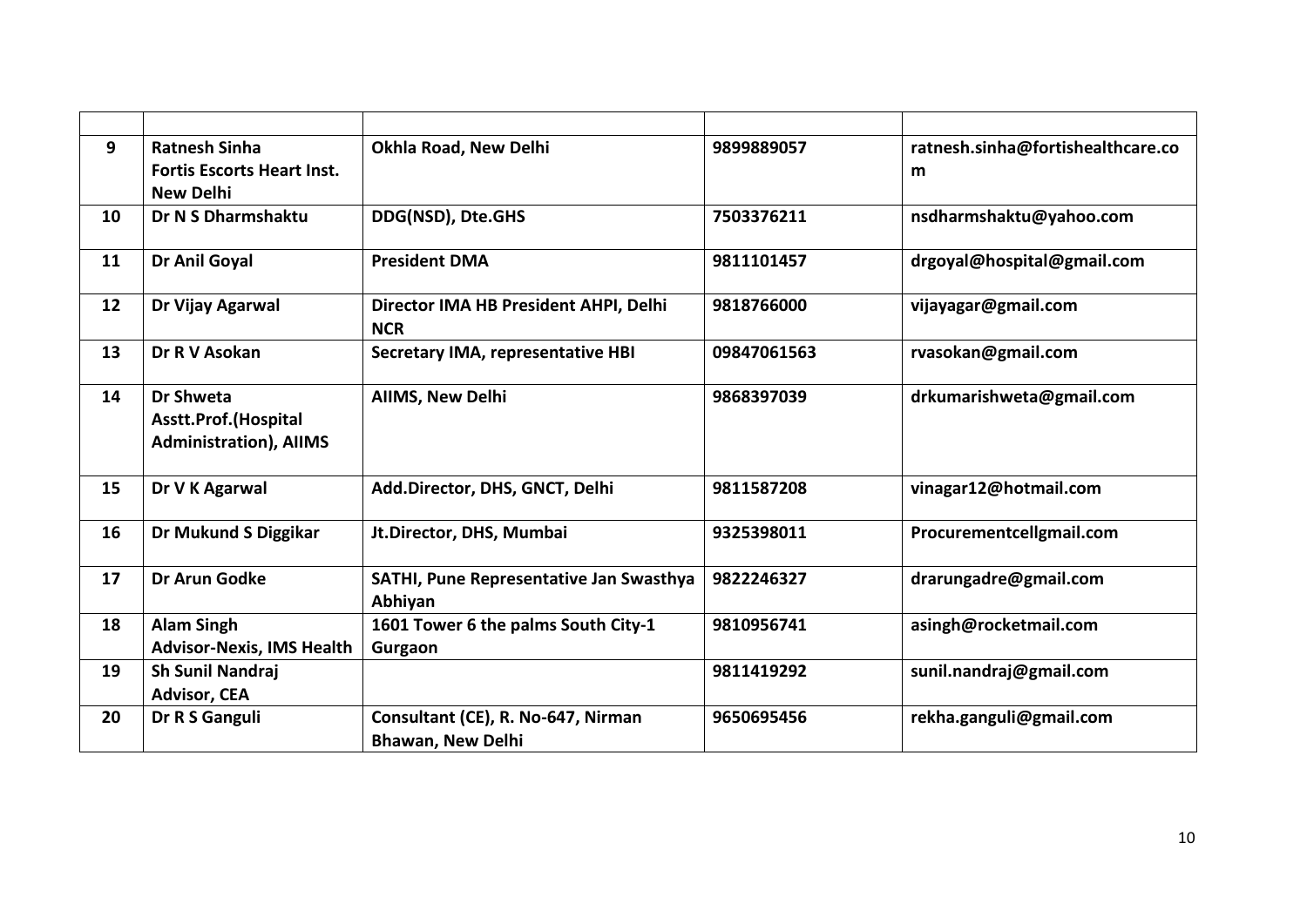| | | | | |
|---|---|---|---|---|
| 9 | **Ratnesh Sinha Fortis Escorts Heart Inst. New Delhi** | **Okhla Road, New Delhi** | **9899889057** | **ratnesh.sinha@fortishealthcare.com** |
| 10 | **Dr N S Dharmshaktu** | **DDG(NSD), Dte.GHS** | **7503376211** | **nsdharmshaktu@yahoo.com** |
| 11 | **Dr Anil Goyal** | **President DMA** | **9811101457** | **drgoyal@hospital@gmail.com** |
| 12 | **Dr Vijay Agarwal** | **Director IMA HB President AHPI, Delhi NCR** | **9818766000** | **vijayagar@gmail.com** |
| 13 | **Dr R V Asokan** | **Secretary IMA, representative HBI** | **09847061563** | **rvasokan@gmail.com** |
| 14 | **Dr Shweta Asstt.Prof.(Hospital Administration), AIIMS** | **AIIMS, New Delhi** | **9868397039** | **drkumarishweta@gmail.com** |
| 15 | **Dr V K Agarwal** | **Add.Director, DHS, GNCT, Delhi** | **9811587208** | **vinagar12@hotmail.com** |
| 16 | **Dr Mukund S Diggikar** | **Jt.Director, DHS, Mumbai** | **9325398011** | **Procurementcellgmail.com** |
| 17 | **Dr Arun Godke** | **SATHI, Pune Representative Jan Swasthya Abhiyan** | **9822246327** | **drarungadre@gmail.com** |
| 18 | **Alam Singh Advisor-Nexis, IMS Health** | **1601 Tower 6 the palms South City-1 Gurgaon** | **9810956741** | **asingh@rocketmail.com** |
| 19 | **Sh Sunil Nandraj Advisor, CEA** | | **9811419292** | **sunil.nandraj@gmail.com** |
| 20 | **Dr R S Ganguli** | **Consultant (CE), R. No-647, Nirman Bhawan, New Delhi** | **9650695456** | **rekha.ganguli@gmail.com** |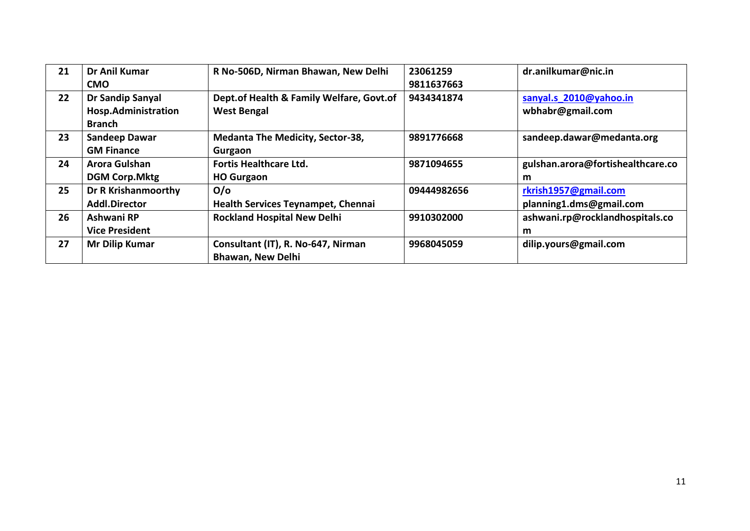| | | | | |
|---|---|---|---|---|
| **21** | **Dr Anil Kumar CMO** | **R No-506D, Nirman Bhawan, New Delhi** | **23061259 9811637663** | **dr.anilkumar@nic.in** |
| **22** | **Dr Sandip Sanyal Hosp.Administration Branch** | **Dept.of Health & Family Welfare, Govt.of West Bengal** | **9434341874** | **sanyal.s_2010@yahoo.in wbhabr@gmail.com** |
| **23** | **Sandeep Dawar GM Finance** | **Medanta The Medicity, Sector-38, Gurgaon** | **9891776668** | **sandeep.dawar@medanta.org** |
| **24** | **Arora Gulshan DGM Corp.Mktg** | **Fortis Healthcare Ltd. HO Gurgaon** | **9871094655** | **gulshan.arora@fortishealthcare.com** |
| **25** | **Dr R Krishanmoorthy Addl.Director** | **O/o Health Services Teynampet, Chennai** | **09444982656** | **rkrish1957@gmail.com planning1.dms@gmail.com** |
| **26** | **Ashwani RP Vice President** | **Rockland Hospital New Delhi** | **9910302000** | **ashwani.rp@rocklandhospitals.com** |
| **27** | **Mr Dilip Kumar** | **Consultant (IT), R. No-647, Nirman Bhawan, New Delhi** | **9968045059** | **dilip.yours@gmail.com** |